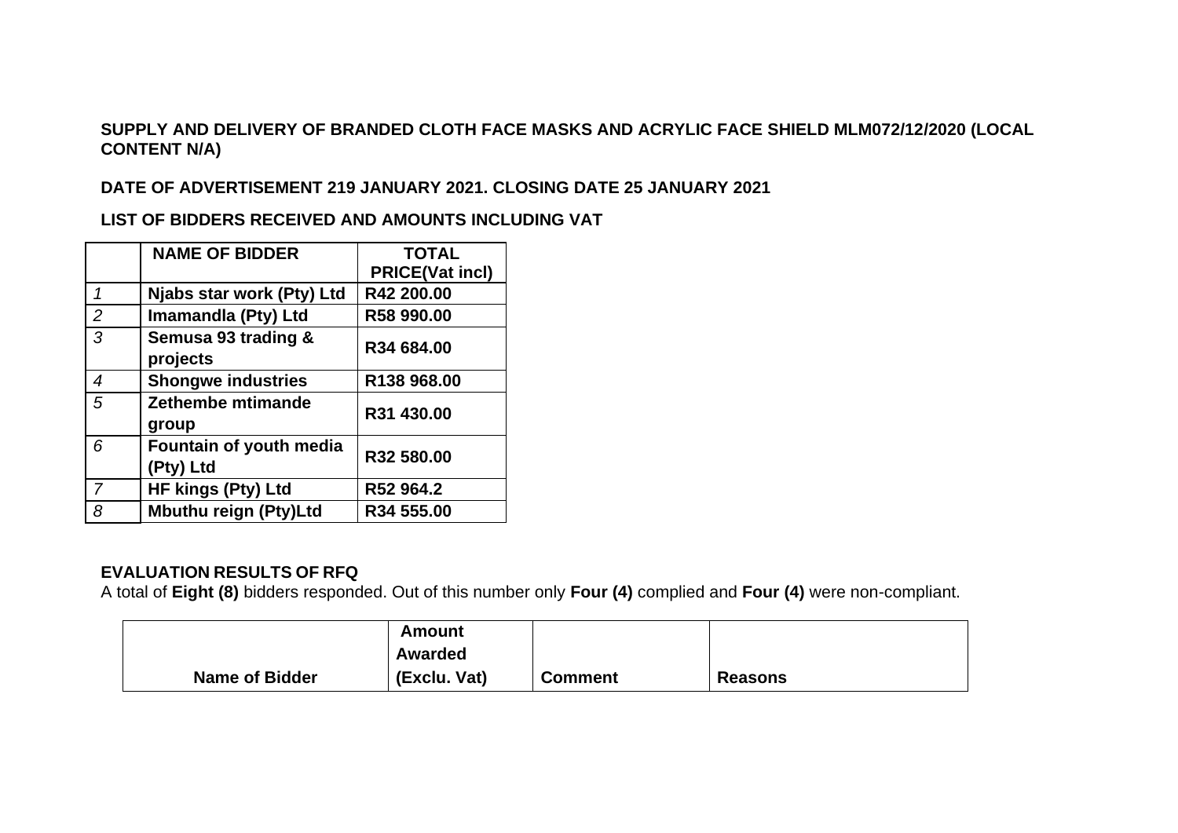**SUPPLY AND DELIVERY OF BRANDED CLOTH FACE MASKS AND ACRYLIC FACE SHIELD MLM072/12/2020 (LOCAL CONTENT N/A)**

**DATE OF ADVERTISEMENT 219 JANUARY 2021. CLOSING DATE 25 JANUARY 2021**

**LIST OF BIDDERS RECEIVED AND AMOUNTS INCLUDING VAT**

| | **NAME OF BIDDER** | **TOTAL PRICE(Vat incl)** |
|---|---|---|
| *1* | **Njabs star work (Pty) Ltd** | **R42 200.00** |
| *2* | **Imamandla (Pty) Ltd** | **R58 990.00** |
| *3* | **Semusa 93 trading & projects** | **R34 684.00** |
| *4* | **Shongwe industries** | **R138 968.00** |
| *5* | **Zethembe mtimande group** | **R31 430.00** |
| *6* | **Fountain of youth media (Pty) Ltd** | **R32 580.00** |
| *7* | **HF kings (Pty) Ltd** | **R52 964.2** |
| *8* | **Mbuthu reign (Pty)Ltd** | **R34 555.00** |

**EVALUATION RESULTS OF RFQ**

A total of **Eight (8)** bidders responded. Out of this number only **Four (4)** complied and **Four (4)** were non-compliant.

| **Name of Bidder** | **Amount Awarded (Exclu. Vat)** | **Comment** | **Reasons** |
|---|---|---|---|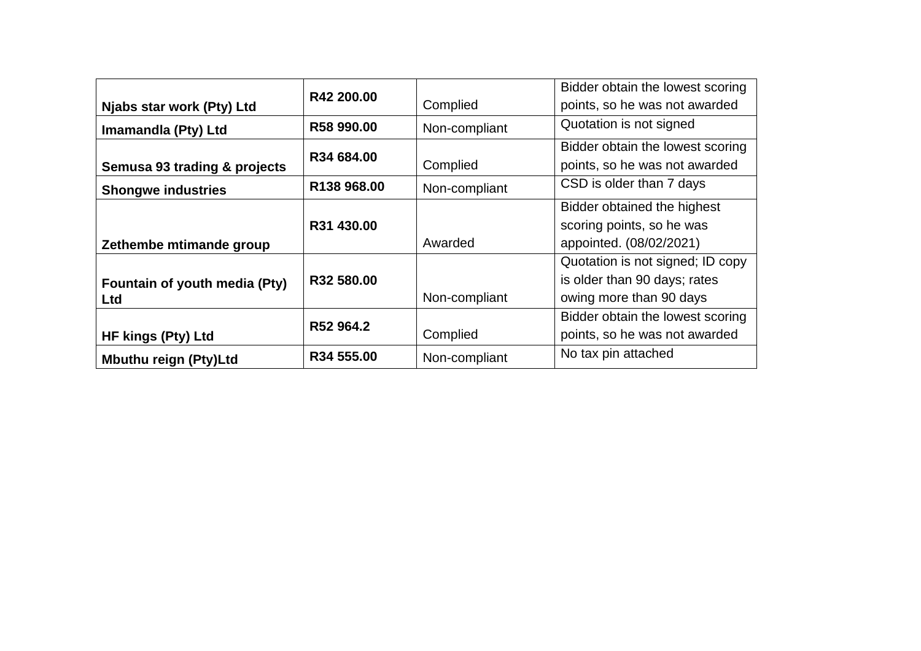| | | | |
|---|---|---|---|
| **Njabs star work (Pty) Ltd** | **R42 200.00** | Complied | Bidder obtain the lowest scoring points, so he was not awarded |
| **Imamandla (Pty) Ltd** | **R58 990.00** | Non-compliant | Quotation is not signed |
| **Semusa 93 trading & projects** | **R34 684.00** | Complied | Bidder obtain the lowest scoring points, so he was not awarded |
| **Shongwe industries** | **R138 968.00** | Non-compliant | CSD is older than 7 days |
| **Zethembe mtimande group** | **R31 430.00** | Awarded | Bidder obtained the highest scoring points, so he was appointed. (08/02/2021) |
| **Fountain of youth media (Pty) Ltd** | **R32 580.00** | Non-compliant | Quotation is not signed; ID copy is older than 90 days; rates owing more than 90 days |
| **HF kings (Pty) Ltd** | **R52 964.2** | Complied | Bidder obtain the lowest scoring points, so he was not awarded |
| **Mbuthu reign (Pty)Ltd** | **R34 555.00** | Non-compliant | No tax pin attached |